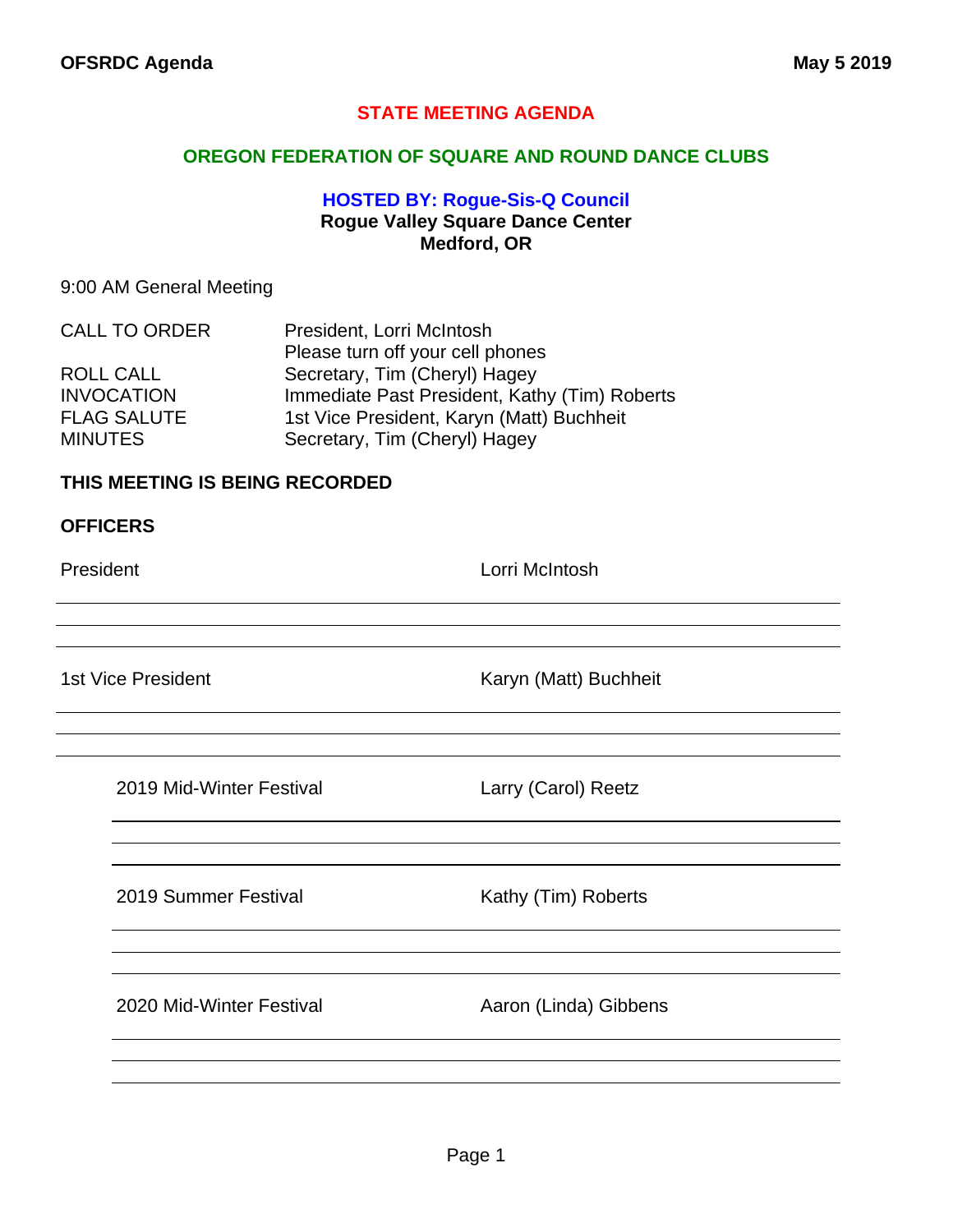# STATE MEETING AGENDA

## OREGON FEDERATION OF SQUARE AND ROUND DANCE CLUBS

### HOSTED BY: Rogue-Sis-Q Council

**Rogue Valley Square Dance Center**
**Medford, OR**

9:00 AM General Meeting

| | |
|---|---|
| CALL TO ORDER | President, Lorri McIntosh<br>Please turn off your cell phones |
| ROLL CALL | Secretary, Tim (Cheryl) Hagey |
| INVOCATION | Immediate Past President, Kathy (Tim) Roberts |
| FLAG SALUTE | 1st Vice President, Karyn (Matt) Buchheit |
| MINUTES | Secretary, Tim (Cheryl) Hagey |

**THIS MEETING IS BEING RECORDED**

**OFFICERS**

President — Lorri McIntosh

1st Vice President — Karyn (Matt) Buchheit

- 2019 Mid-Winter Festival — Larry (Carol) Reetz
- 2019 Summer Festival — Kathy (Tim) Roberts
- 2020 Mid-Winter Festival — Aaron (Linda) Gibbens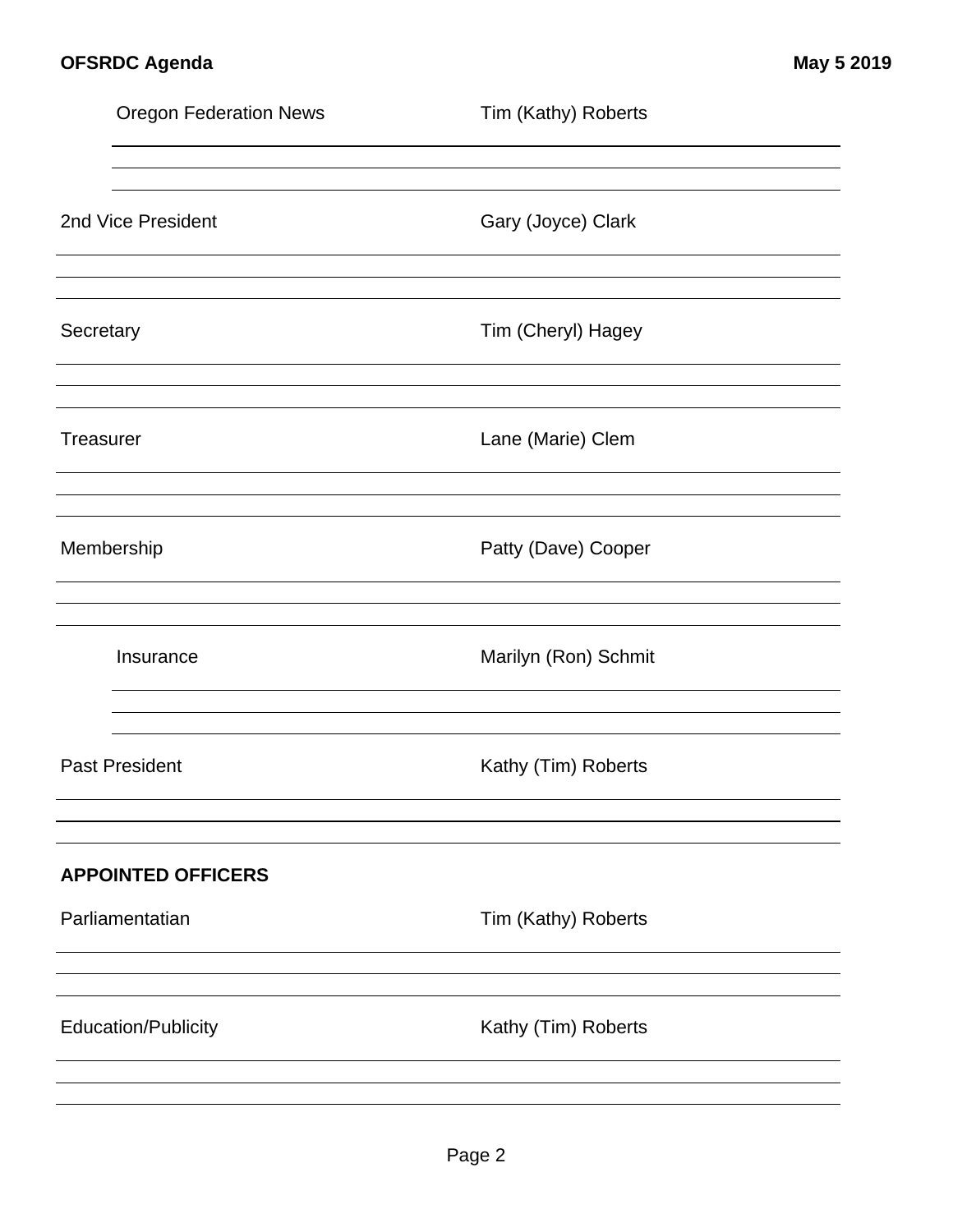Oregon Federation News — Tim (Kathy) Roberts

2nd Vice President — Gary (Joyce) Clark

Secretary — Tim (Cheryl) Hagey

Treasurer — Lane (Marie) Clem

Membership — Patty (Dave) Cooper

Insurance — Marilyn (Ron) Schmit

Past President — Kathy (Tim) Roberts

**APPOINTED OFFICERS**

Parliamentatian — Tim (Kathy) Roberts

Education/Publicity — Kathy (Tim) Roberts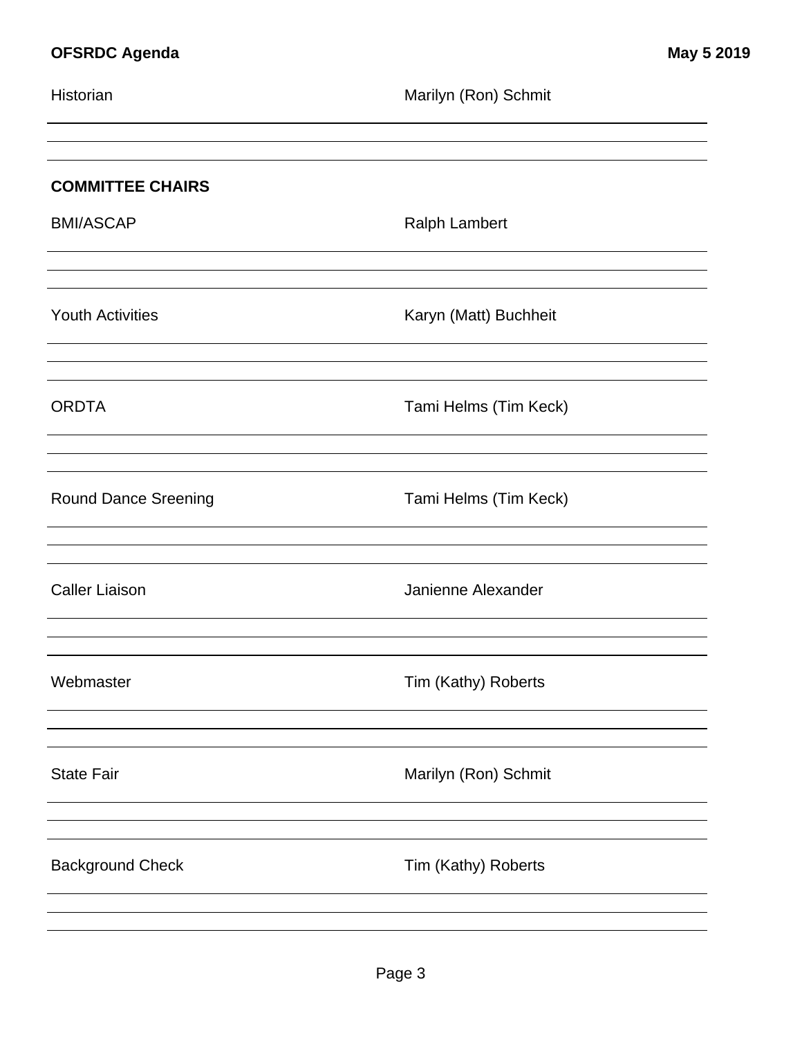Historian — Marilyn (Ron) Schmit

## COMMITTEE CHAIRS

BMI/ASCAP — Ralph Lambert

Youth Activities — Karyn (Matt) Buchheit

ORDTA — Tami Helms (Tim Keck)

Round Dance Sreening — Tami Helms (Tim Keck)

Caller Liaison — Janienne Alexander

Webmaster — Tim (Kathy) Roberts

State Fair — Marilyn (Ron) Schmit

Background Check — Tim (Kathy) Roberts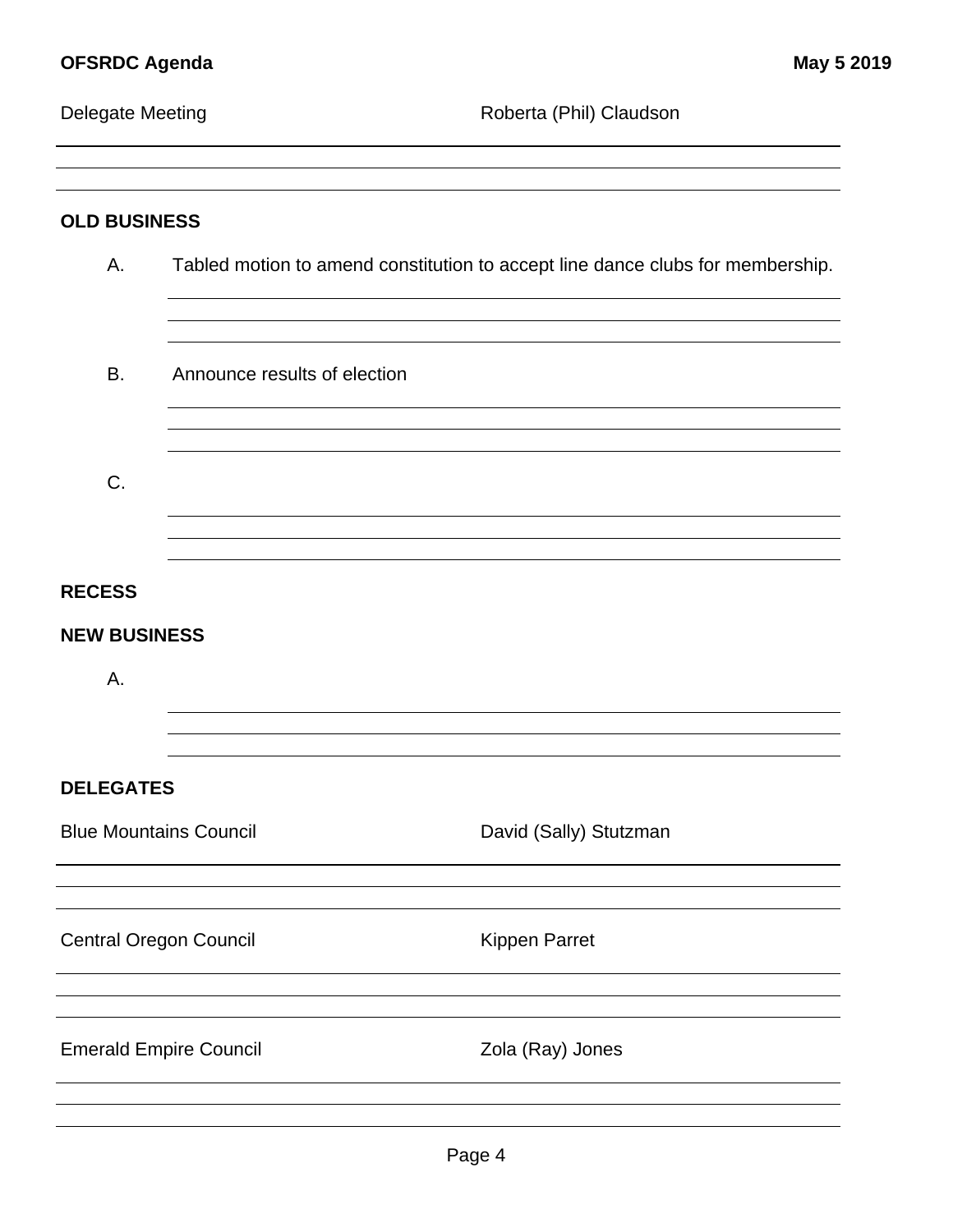Delegate Meeting — Roberta (Phil) Claudson

## OLD BUSINESS

A. Tabled motion to amend constitution to accept line dance clubs for membership.

B. Announce results of election

C.

## RECESS

## NEW BUSINESS

A.

## DELEGATES

Blue Mountains Council — David (Sally) Stutzman

Central Oregon Council — Kippen Parret

Emerald Empire Council — Zola (Ray) Jones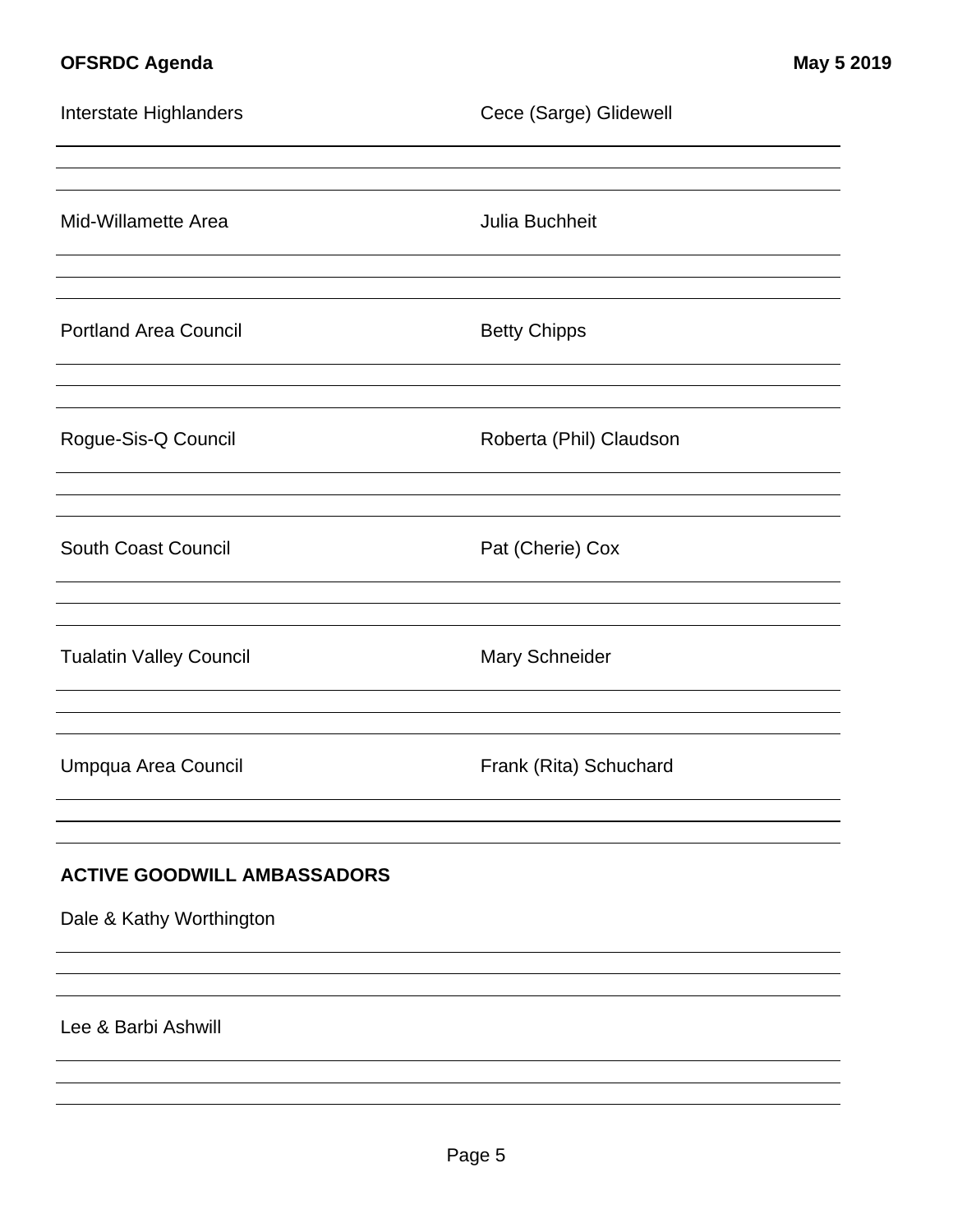Interstate Highlanders — Cece (Sarge) Glidewell

Mid-Willamette Area — Julia Buchheit

Portland Area Council — Betty Chipps

Rogue-Sis-Q Council — Roberta (Phil) Claudson

South Coast Council — Pat (Cherie) Cox

Tualatin Valley Council — Mary Schneider

Umpqua Area Council — Frank (Rita) Schuchard

**ACTIVE GOODWILL AMBASSADORS**

Dale & Kathy Worthington

Lee & Barbi Ashwill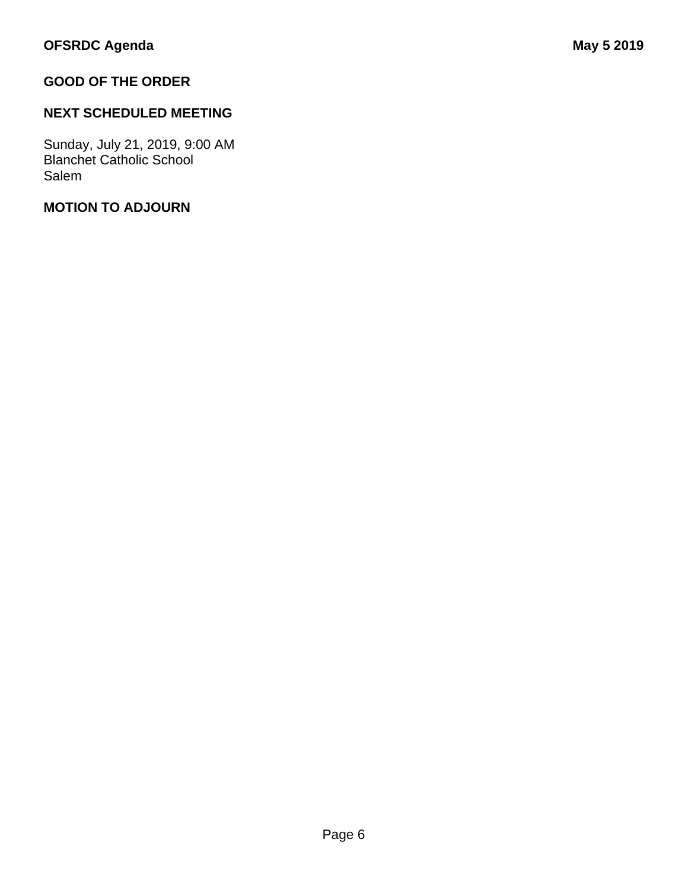## GOOD OF THE ORDER

## NEXT SCHEDULED MEETING

Sunday, July 21, 2019, 9:00 AM
Blanchet Catholic School
Salem

## MOTION TO ADJOURN